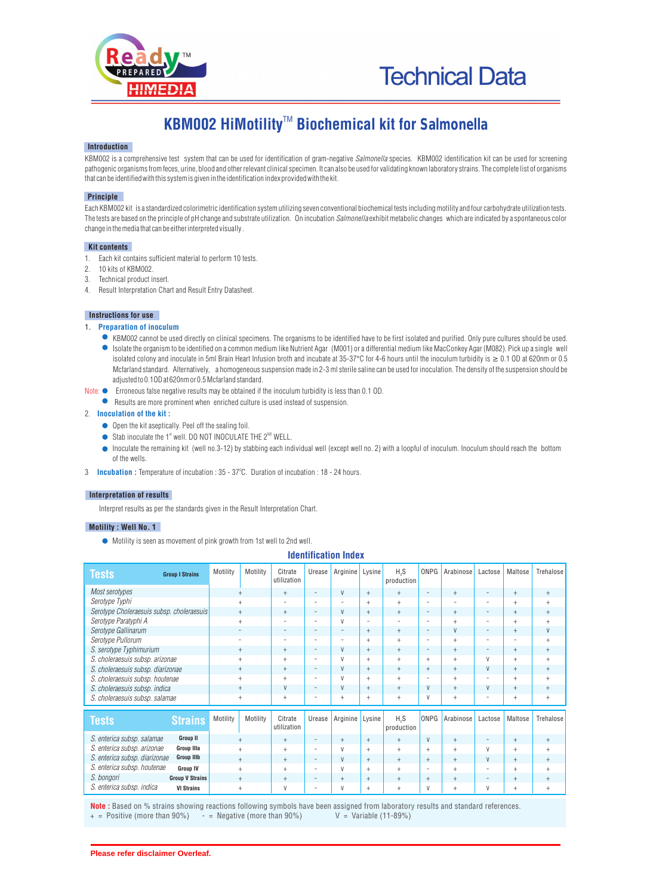Technical Data

# KBM002 HiMotility™ Biochemical kit for Salmonella

## Introduction

KBM002 is a comprehensive test system that can be used for identification of gram-negative *Salmonella* species. KBM002 identification kit can be used for screening pathogenic organisms from feces, urine, blood and other relevant clinical specimen. It can also be used for validating known laboratory strains. The complete list of organisms that can be identified with this system is given in the identification index provided with the kit.

## Principle

Each KBM002 kit is a standardized colorimetric identification system utilizing seven conventional biochemical tests including motility and four carbohydrate utilization tests. The tests are based on the principle of pH change and substrate utilization. On incubation *Salmonella* exhibit metabolic changes which are indicated by a spontaneous color change in the media that can be either interpreted visually .

## Kit contents

1. Each kit contains sufficient material to perform 10 tests.
2. 10 kits of KBM002.
3. Technical product insert.
4. Result Interpretation Chart and Result Entry Datasheet.

## Instructions for use

1. **Preparation of inoculum**
   - KBM002 cannot be used directly on clinical specimens. The organisms to be identified have to be first isolated and purified. Only pure cultures should be used.
   - Isolate the organism to be identified on a common medium like Nutrient Agar (M001) or a differential medium like MacConkey Agar (M082). Pick up a single well isolated colony and inoculate in 5ml Brain Heart Infusion broth and incubate at 35-37°C for 4-6 hours until the inoculum turbidity is ≥ 0.1 OD at 620nm or 0.5 Mcfarland standard. Alternatively, a homogeneous suspension made in 2-3 ml sterile saline can be used for inoculation. The density of the suspension should be adjusted to 0.1OD at 620nm or 0.5 Mcfarland standard.

   Note:
   - Erroneous false negative results may be obtained if the inoculum turbidity is less than 0.1 OD.
   - Results are more prominent when enriched culture is used instead of suspension.
2. **Inoculation of the kit :**
   - Open the kit aseptically. Peel off the sealing foil.
   - Stab inoculate the 1st well. DO NOT INOCULATE THE 2ND WELL.
   - Inoculate the remaining kit (well no.3-12) by stabbing each individual well (except well no. 2) with a loopful of inoculum. Inoculum should reach the bottom of the wells.
3. **Incubation :** Temperature of incubation : 35 - 37°C. Duration of incubation : 18 - 24 hours.

## Interpretation of results

Interpret results as per the standards given in the Result Interpretation Chart.

## Motility : Well No. 1

- Motility is seen as movement of pink growth from 1st well to 2nd well.

### Identification Index

| Tests (Group I Strains) | Motility | Motility | Citrate utilization | Urease | Arginine | Lysine | $H_2S$ production | ONPG | Arabinose | Lactose | Maltose | Trehalose |
|---|---|---|---|---|---|---|---|---|---|---|---|---|
| *Most serotypes* | + | | + | - | V | + | + | - | + | - | + | + |
| *Serotype Typhi* | + | | - | - | - | + | + | - | - | - | + | + |
| *Serotype Choleraesuis subsp. choleraesuis* | + | | + | - | V | + | + | - | + | - | + | + |
| *Serotype Paratyphi A* | + | | - | - | V | - | - | - | + | - | + | + |
| *Serotype Gallinarum* | - | | - | - | - | + | + | - | V | - | + | V |
| *Serotype Pullorum* | - | | - | - | - | + | + | - | + | - | - | + |
| *S. serotype Typhimurium* | + | | + | - | V | + | + | - | + | - | + | + |
| *S. choleraesuis subsp. arizonae* | + | | + | - | V | + | + | + | + | V | + | + |
| *S. choleraesuis subsp. diarizonae* | + | | + | - | V | + | + | + | + | V | + | + |
| *S. choleraesuis subsp. houtenae* | + | | + | - | V | + | + | - | + | - | + | + |
| *S. choleraesuis subsp. indica* | + | | V | - | V | + | + | V | + | V | + | + |
| *S. choleraesuis subsp. salamae* | + | | + | - | + | + | + | V | + | - | + | + |

| Tests | Strains | Motility | Motility | Citrate utilization | Urease | Arginine | Lysine | $H_2S$ production | ONPG | Arabinose | Lactose | Maltose | Trehalose |
|---|---|---|---|---|---|---|---|---|---|---|---|---|---|
| *S. enterica subsp. salamae* | Group II | + | | + | - | + | + | + | V | + | - | + | + |
| *S. enterica subsp. arizonae* | Group IIIa | + | | + | - | V | + | + | + | + | V | + | + |
| *S. enterica subsp. diarizonae* | Group IIIb | + | | + | - | V | + | + | + | + | V | + | + |
| *S. enterica subsp. houtenae* | Group IV | + | | + | - | V | + | + | - | + | - | + | + |
| *S. bongori* | Group V Strains | + | | + | - | + | + | + | + | + | - | + | + |
| *S. enterica subsp. indica* | VI Strains | + | | V | - | V | + | + | V | + | V | + | + |

**Note :** Based on % strains showing reactions following symbols have been assigned from laboratory results and standard references.
+ = Positive (more than 90%)  - = Negative (more than 90%)  V = Variable (11-89%)

**Please refer disclaimer Overleaf.**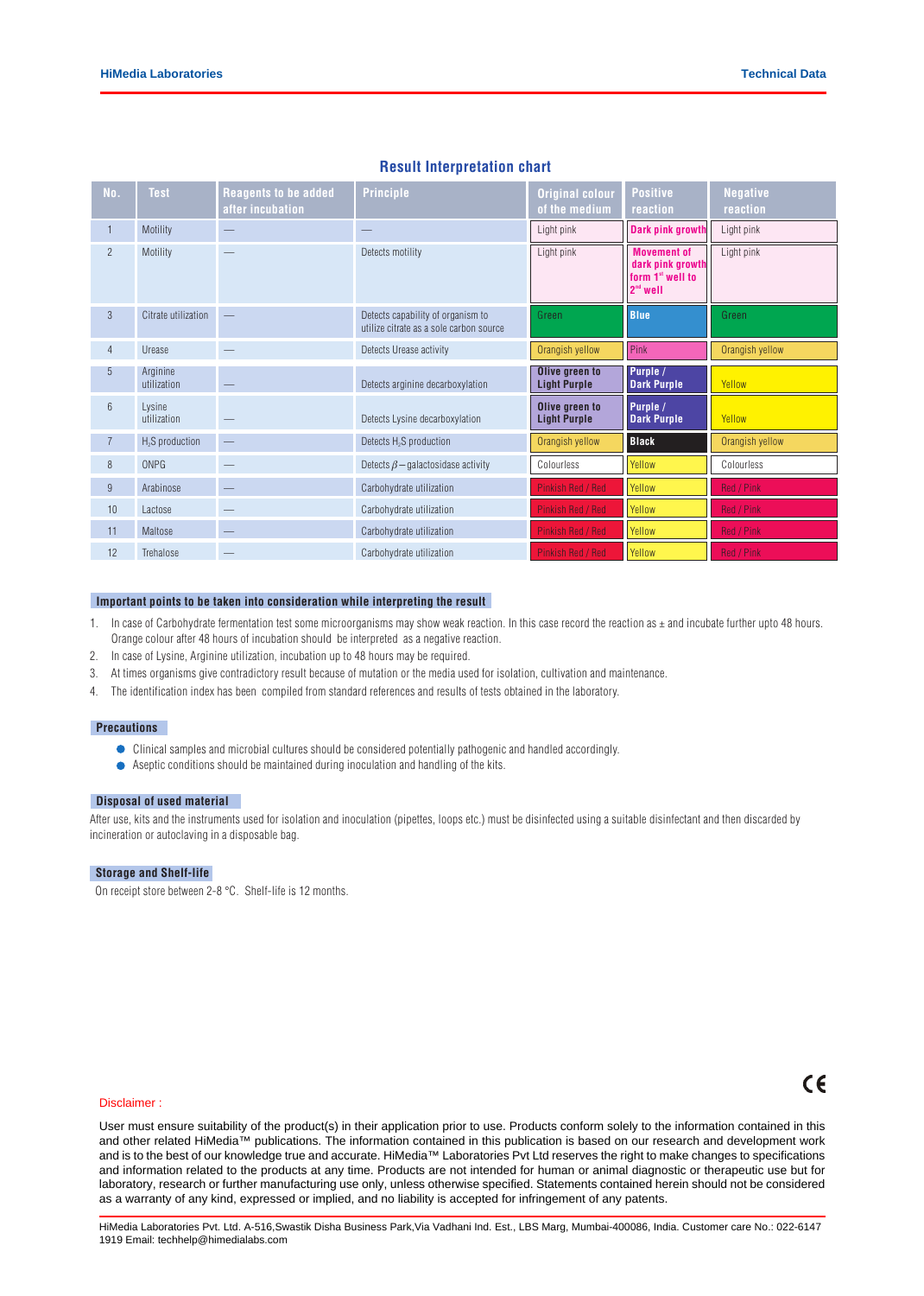## Result Interpretation chart

| No. | Test | Reagents to be added after incubation | Principle | Original colour of the medium | Positive reaction | Negative reaction |
|---|---|---|---|---|---|---|
| 1 | Motility | — | — | Light pink | Dark pink growth | Light pink |
| 2 | Motility | — | Detects motility | Light pink | Movement of dark pink growth form 1st well to 2nd well | Light pink |
| 3 | Citrate utilization | — | Detects capability of organism to utilize citrate as a sole carbon source | Green | Blue | Green |
| 4 | Urease | — | Detects Urease activity | Orangish yellow | Pink | Orangish yellow |
| 5 | Arginine utilization | — | Detects arginine decarboxylation | Olive green to Light Purple | Purple / Dark Purple | Yellow |
| 6 | Lysine utilization | — | Detects Lysine decarboxylation | Olive green to Light Purple | Purple / Dark Purple | Yellow |
| 7 | $H_2S$ production | — | Detects $H_2S$ production | Orangish yellow | Black | Orangish yellow |
| 8 | ONPG | — | Detects $\beta$ – galactosidase activity | Colourless | Yellow | Colourless |
| 9 | Arabinose | — | Carbohydrate utilization | Pinkish Red / Red | Yellow | Red / Pink |
| 10 | Lactose | — | Carbohydrate utilization | Pinkish Red / Red | Yellow | Red / Pink |
| 11 | Maltose | — | Carbohydrate utilization | Pinkish Red / Red | Yellow | Red / Pink |
| 12 | Trehalose | — | Carbohydrate utilization | Pinkish Red / Red | Yellow | Red / Pink |

### Important points to be taken into consideration while interpreting the result

1. In case of Carbohydrate fermentation test some microorganisms may show weak reaction. In this case record the reaction as ± and incubate further upto 48 hours. Orange colour after 48 hours of incubation should be interpreted as a negative reaction.
2. In case of Lysine, Arginine utilization, incubation up to 48 hours may be required.
3. At times organisms give contradictory result because of mutation or the media used for isolation, cultivation and maintenance.
4. The identification index has been compiled from standard references and results of tests obtained in the laboratory.

### Precautions

- Clinical samples and microbial cultures should be considered potentially pathogenic and handled accordingly.
- Aseptic conditions should be maintained during inoculation and handling of the kits.

### Disposal of used material

After use, kits and the instruments used for isolation and inoculation (pipettes, loops etc.) must be disinfected using a suitable disinfectant and then discarded by incineration or autoclaving in a disposable bag.

### Storage and Shelf-life

On receipt store between 2-8 °C. Shelf-life is 12 months.

CE

Disclaimer :

User must ensure suitability of the product(s) in their application prior to use. Products conform solely to the information contained in this and other related HiMedia™ publications. The information contained in this publication is based on our research and development work and is to the best of our knowledge true and accurate. HiMedia™ Laboratories Pvt Ltd reserves the right to make changes to specifications and information related to the products at any time. Products are not intended for human or animal diagnostic or therapeutic use but for laboratory, research or further manufacturing use only, unless otherwise specified. Statements contained herein should not be considered as a warranty of any kind, expressed or implied, and no liability is accepted for infringement of any patents.

HiMedia Laboratories Pvt. Ltd. A-516,Swastik Disha Business Park,Via Vadhani Ind. Est., LBS Marg, Mumbai-400086, India. Customer care No.: 022-6147 1919 Email: techhelp@himedialabs.com